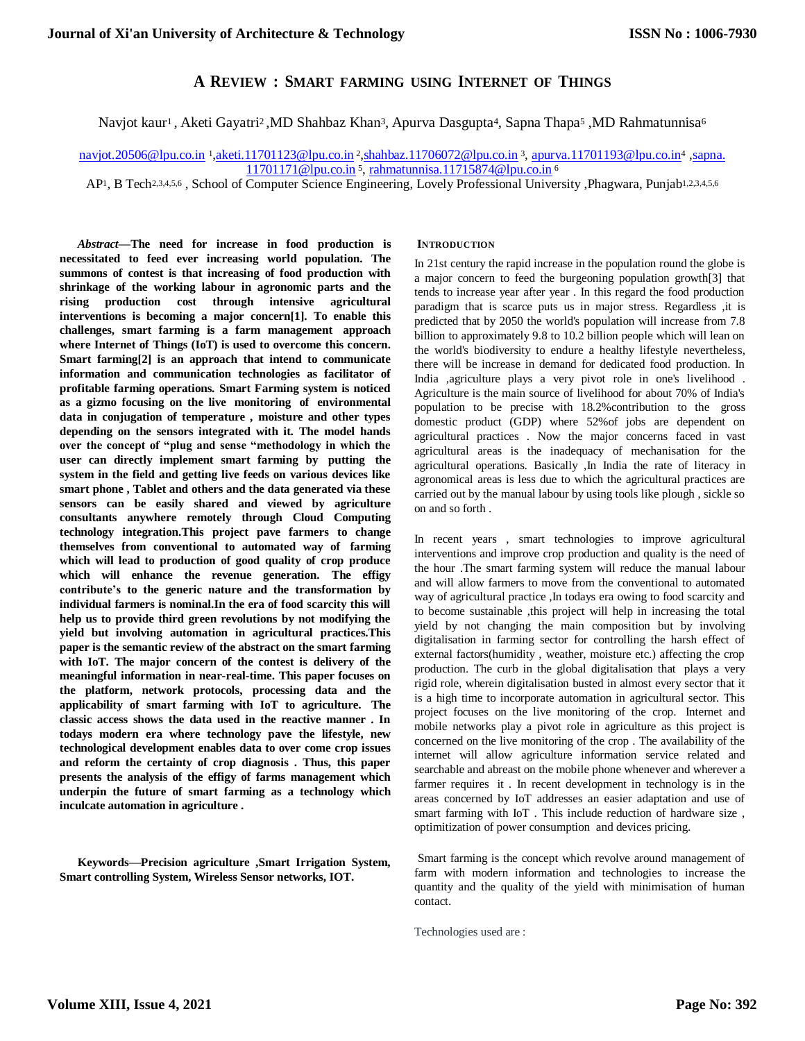# A Review : Smart farming using Internet of Things

Navjot kaur[1] , Aketi Gayatri[2] ,MD Shahbaz Khan[3], Apurva Dasgupta[4], Sapna Thapa[5] ,MD Rahmatunnisa[6]

navjot.20506@lpu.co.in [1],aketi.11701123@lpu.co.in [2],shahbaz.11706072@lpu.co.in [3], apurva.11701193@lpu.co.in[4] ,sapna.11701171@lpu.co.in [5], rahmatunnisa.11715874@lpu.co.in [6]

AP[1], B Tech[2,3,4,5,6] , School of Computer Science Engineering, Lovely Professional University ,Phagwara, Punjab[1,2,3,4,5,6]

***Abstract*—The need for increase in food production is necessitated to feed ever increasing world population. The summons of contest is that increasing of food production with shrinkage of the working labour in agronomic parts and the rising production cost through intensive agricultural interventions is becoming a major concern[1]. To enable this challenges, smart farming is a farm management approach where Internet of Things (IoT) is used to overcome this concern. Smart farming[2] is an approach that intend to communicate information and communication technologies as facilitator of profitable farming operations. Smart Farming system is noticed as a gizmo focusing on the live monitoring of environmental data in conjugation of temperature , moisture and other types depending on the sensors integrated with it. The model hands over the concept of "plug and sense "methodology in which the user can directly implement smart farming by putting the system in the field and getting live feeds on various devices like smart phone , Tablet and others and the data generated via these sensors can be easily shared and viewed by agriculture consultants anywhere remotely through Cloud Computing technology integration.This project pave farmers to change themselves from conventional to automated way of farming which will lead to production of good quality of crop produce which will enhance the revenue generation. The effigy contribute's to the generic nature and the transformation by individual farmers is nominal.In the era of food scarcity this will help us to provide third green revolutions by not modifying the yield but involving automation in agricultural practices.This paper is the semantic review of the abstract on the smart farming with IoT. The major concern of the contest is delivery of the meaningful information in near-real-time. This paper focuses on the platform, network protocols, processing data and the applicability of smart farming with IoT to agriculture. The classic access shows the data used in the reactive manner . In todays modern era where technology pave the lifestyle, new technological development enables data to over come crop issues and reform the certainty of crop diagnosis . Thus, this paper presents the analysis of the effigy of farms management which underpin the future of smart farming as a technology which inculcate automation in agriculture .**

**Keywords—Precision agriculture ,Smart Irrigation System, Smart controlling System, Wireless Sensor networks, IOT.**

## Introduction

In 21st century the rapid increase in the population round the globe is a major concern to feed the burgeoning population growth[3] that tends to increase year after year . In this regard the food production paradigm that is scarce puts us in major stress. Regardless ,it is predicted that by 2050 the world's population will increase from 7.8 billion to approximately 9.8 to 10.2 billion people which will lean on the world's biodiversity to endure a healthy lifestyle nevertheless, there will be increase in demand for dedicated food production. In India ,agriculture plays a very pivot role in one's livelihood . Agriculture is the main source of livelihood for about 70% of India's population to be precise with 18.2%contribution to the gross domestic product (GDP) where 52%of jobs are dependent on agricultural practices . Now the major concerns faced in vast agricultural areas is the inadequacy of mechanisation for the agricultural operations. Basically ,In India the rate of literacy in agronomical areas is less due to which the agricultural practices are carried out by the manual labour by using tools like plough , sickle so on and so forth .

In recent years , smart technologies to improve agricultural interventions and improve crop production and quality is the need of the hour .The smart farming system will reduce the manual labour and will allow farmers to move from the conventional to automated way of agricultural practice ,In todays era owing to food scarcity and to become sustainable ,this project will help in increasing the total yield by not changing the main composition but by involving digitalisation in farming sector for controlling the harsh effect of external factors(humidity , weather, moisture etc.) affecting the crop production. The curb in the global digitalisation that plays a very rigid role, wherein digitalisation busted in almost every sector that it is a high time to incorporate automation in agricultural sector. This project focuses on the live monitoring of the crop. Internet and mobile networks play a pivot role in agriculture as this project is concerned on the live monitoring of the crop . The availability of the internet will allow agriculture information service related and searchable and abreast on the mobile phone whenever and wherever a farmer requires it . In recent development in technology is in the areas concerned by IoT addresses an easier adaptation and use of smart farming with IoT . This include reduction of hardware size , optimitization of power consumption and devices pricing.

Smart farming is the concept which revolve around management of farm with modern information and technologies to increase the quantity and the quality of the yield with minimisation of human contact.

Technologies used are :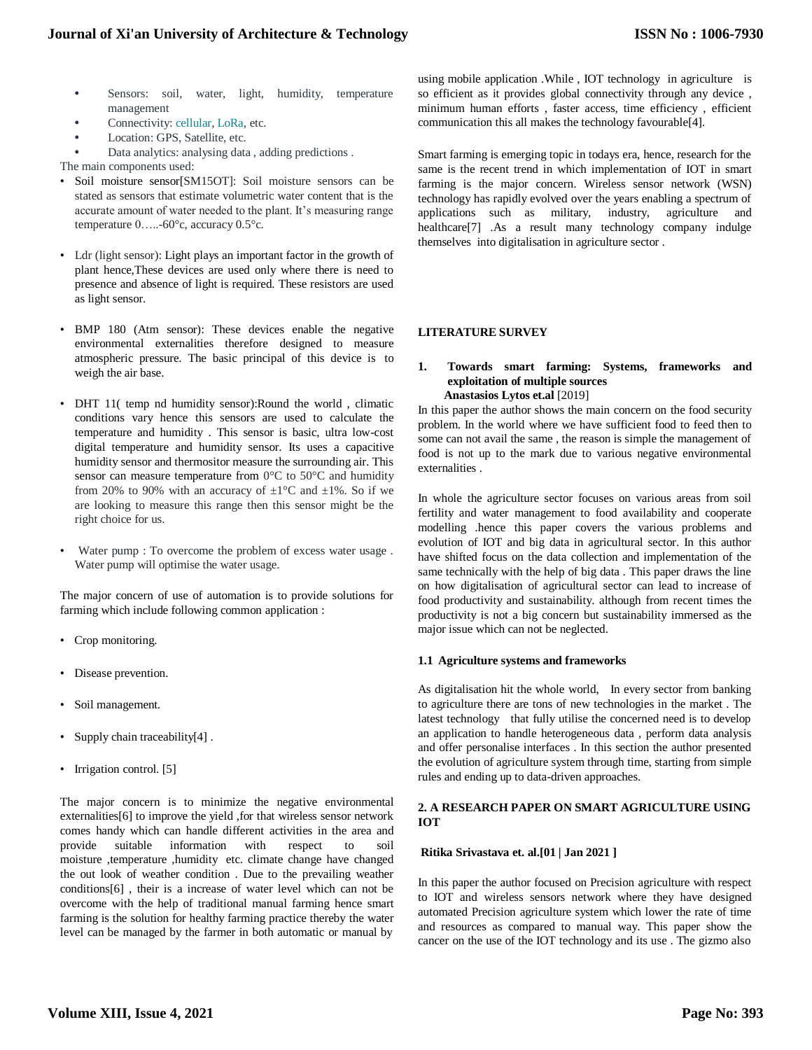- Sensors: soil, water, light, humidity, temperature management
- Connectivity: cellular, LoRa, etc.
- Location: GPS, Satellite, etc.
- Data analytics: analysing data , adding predictions .

The main components used:

- Soil moisture sensor[SM15OT]: Soil moisture sensors can be stated as sensors that estimate volumetric water content that is the accurate amount of water needed to the plant. It's measuring range temperature 0…..-60°c, accuracy 0.5°c.

- Ldr (light sensor): Light plays an important factor in the growth of plant hence,These devices are used only where there is need to presence and absence of light is required. These resistors are used as light sensor.

- BMP 180 (Atm sensor): These devices enable the negative environmental externalities therefore designed to measure atmospheric pressure. The basic principal of this device is to weigh the air base.

- DHT 11( temp nd humidity sensor):Round the world , climatic conditions vary hence this sensors are used to calculate the temperature and humidity . This sensor is basic, ultra low-cost digital temperature and humidity sensor. Its uses a capacitive humidity sensor and thermositor measure the surrounding air. This sensor can measure temperature from 0°C to 50°C and humidity from 20% to 90% with an accuracy of ±1°C and ±1%. So if we are looking to measure this range then this sensor might be the right choice for us.

- Water pump : To overcome the problem of excess water usage . Water pump will optimise the water usage.

The major concern of use of automation is to provide solutions for farming which include following common application :

- Crop monitoring.

- Disease prevention.

- Soil management.

- Supply chain traceability[4] .

- Irrigation control. [5]

The major concern is to minimize the negative environmental externalities[6] to improve the yield ,for that wireless sensor network comes handy which can handle different activities in the area and provide suitable information with respect to soil moisture ,temperature ,humidity etc. climate change have changed the out look of weather condition . Due to the prevailing weather conditions[6] , their is a increase of water level which can not be overcome with the help of traditional manual farming hence smart farming is the solution for healthy farming practice thereby the water level can be managed by the farmer in both automatic or manual by using mobile application .While , IOT technology in agriculture is so efficient as it provides global connectivity through any device , minimum human efforts , faster access, time efficiency , efficient communication this all makes the technology favourable[4].

Smart farming is emerging topic in todays era, hence, research for the same is the recent trend in which implementation of IOT in smart farming is the major concern. Wireless sensor network (WSN) technology has rapidly evolved over the years enabling a spectrum of applications such as military, industry, agriculture and healthcare[7] .As a result many technology company indulge themselves into digitalisation in agriculture sector .

## LITERATURE SURVEY

### 1. Towards smart farming: Systems, frameworks and exploitation of multiple sources

**Anastasios Lytos et.al** [2019]

In this paper the author shows the main concern on the food security problem. In the world where we have sufficient food to feed then to some can not avail the same , the reason is simple the management of food is not up to the mark due to various negative environmental externalities .

In whole the agriculture sector focuses on various areas from soil fertility and water management to food availability and cooperate modelling .hence this paper covers the various problems and evolution of IOT and big data in agricultural sector. In this author have shifted focus on the data collection and implementation of the same technically with the help of big data . This paper draws the line on how digitalisation of agricultural sector can lead to increase of food productivity and sustainability. although from recent times the productivity is not a big concern but sustainability immersed as the major issue which can not be neglected.

#### 1.1 Agriculture systems and frameworks

As digitalisation hit the whole world, In every sector from banking to agriculture there are tons of new technologies in the market . The latest technology that fully utilise the concerned need is to develop an application to handle heterogeneous data , perform data analysis and offer personalise interfaces . In this section the author presented the evolution of agriculture system through time, starting from simple rules and ending up to data-driven approaches.

### 2. A RESEARCH PAPER ON SMART AGRICULTURE USING IOT

**Ritika Srivastava et. al.[01 | Jan 2021 ]**

In this paper the author focused on Precision agriculture with respect to IOT and wireless sensors network where they have designed automated Precision agriculture system which lower the rate of time and resources as compared to manual way. This paper show the cancer on the use of the IOT technology and its use . The gizmo also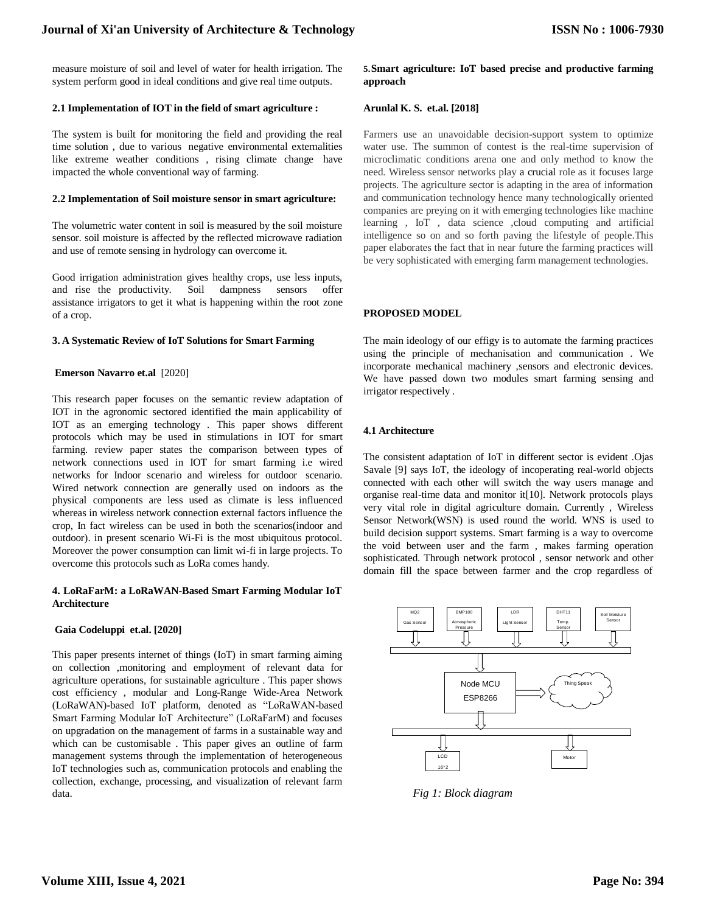measure moisture of soil and level of water for health irrigation. The system perform good in ideal conditions and give real time outputs.

### 2.1 Implementation of IOT in the field of smart agriculture :

The system is built for monitoring the field and providing the real time solution , due to various negative environmental externalities like extreme weather conditions , rising climate change have impacted the whole conventional way of farming.

### 2.2 Implementation of Soil moisture sensor in smart agriculture:

The volumetric water content in soil is measured by the soil moisture sensor. soil moisture is affected by the reflected microwave radiation and use of remote sensing in hydrology can overcome it.

Good irrigation administration gives healthy crops, use less inputs, and rise the productivity. Soil dampness sensors offer assistance irrigators to get it what is happening within the root zone of a crop.

## 3. A Systematic Review of IoT Solutions for Smart Farming

**Emerson Navarro et.al** [2020]

This research paper focuses on the semantic review adaptation of IOT in the agronomic sectored identified the main applicability of IOT as an emerging technology . This paper shows different protocols which may be used in stimulations in IOT for smart farming. review paper states the comparison between types of network connections used in IOT for smart farming i.e wired networks for Indoor scenario and wireless for outdoor scenario. Wired network connection are generally used on indoors as the physical components are less used as climate is less influenced whereas in wireless network connection external factors influence the crop, In fact wireless can be used in both the scenarios(indoor and outdoor). in present scenario Wi-Fi is the most ubiquitous protocol. Moreover the power consumption can limit wi-fi in large projects. To overcome this protocols such as LoRa comes handy.

## 4. LoRaFarM: a LoRaWAN-Based Smart Farming Modular IoT Architecture

**Gaia Codeluppi et.al. [2020]**

This paper presents internet of things (IoT) in smart farming aiming on collection ,monitoring and employment of relevant data for agriculture operations, for sustainable agriculture . This paper shows cost efficiency , modular and Long-Range Wide-Area Network (LoRaWAN)-based IoT platform, denoted as "LoRaWAN-based Smart Farming Modular IoT Architecture" (LoRaFarM) and focuses on upgradation on the management of farms in a sustainable way and which can be customisable . This paper gives an outline of farm management systems through the implementation of heterogeneous IoT technologies such as, communication protocols and enabling the collection, exchange, processing, and visualization of relevant farm data.

## 5. Smart agriculture: IoT based precise and productive farming approach

**Arunlal K. S. et.al. [2018]**

Farmers use an unavoidable decision-support system to optimize water use. The summon of contest is the real-time supervision of microclimatic conditions arena one and only method to know the need. Wireless sensor networks play a crucial role as it focuses large projects. The agriculture sector is adapting in the area of information and communication technology hence many technologically oriented companies are preying on it with emerging technologies like machine learning , IoT , data science ,cloud computing and artificial intelligence so on and so forth paving the lifestyle of people.This paper elaborates the fact that in near future the farming practices will be very sophisticated with emerging farm management technologies.

## PROPOSED MODEL

The main ideology of our effigy is to automate the farming practices using the principle of mechanisation and communication . We incorporate mechanical machinery ,sensors and electronic devices. We have passed down two modules smart farming sensing and irrigator respectively .

### 4.1 Architecture

The consistent adaptation of IoT in different sector is evident .Ojas Savale [9] says IoT, the ideology of incoperating real-world objects connected with each other will switch the way users manage and organise real-time data and monitor it[10]. Network protocols plays very vital role in digital agriculture domain. Currently , Wireless Sensor Network(WSN) is used round the world. WNS is used to build decision support systems. Smart farming is a way to overcome the void between user and the farm , makes farming operation sophisticated. Through network protocol , sensor network and other domain fill the space between farmer and the crop regardless of

MQ2 Gas Sensor | BMP180 Atmospheric Pressure | LDR Light Sensor | DHT11 Temp. Sensor | Soil Moisture Sensor

Node MCU ESP8266 → Thing Speak

LCD 16*2 | Motor

*Fig 1: Block diagram*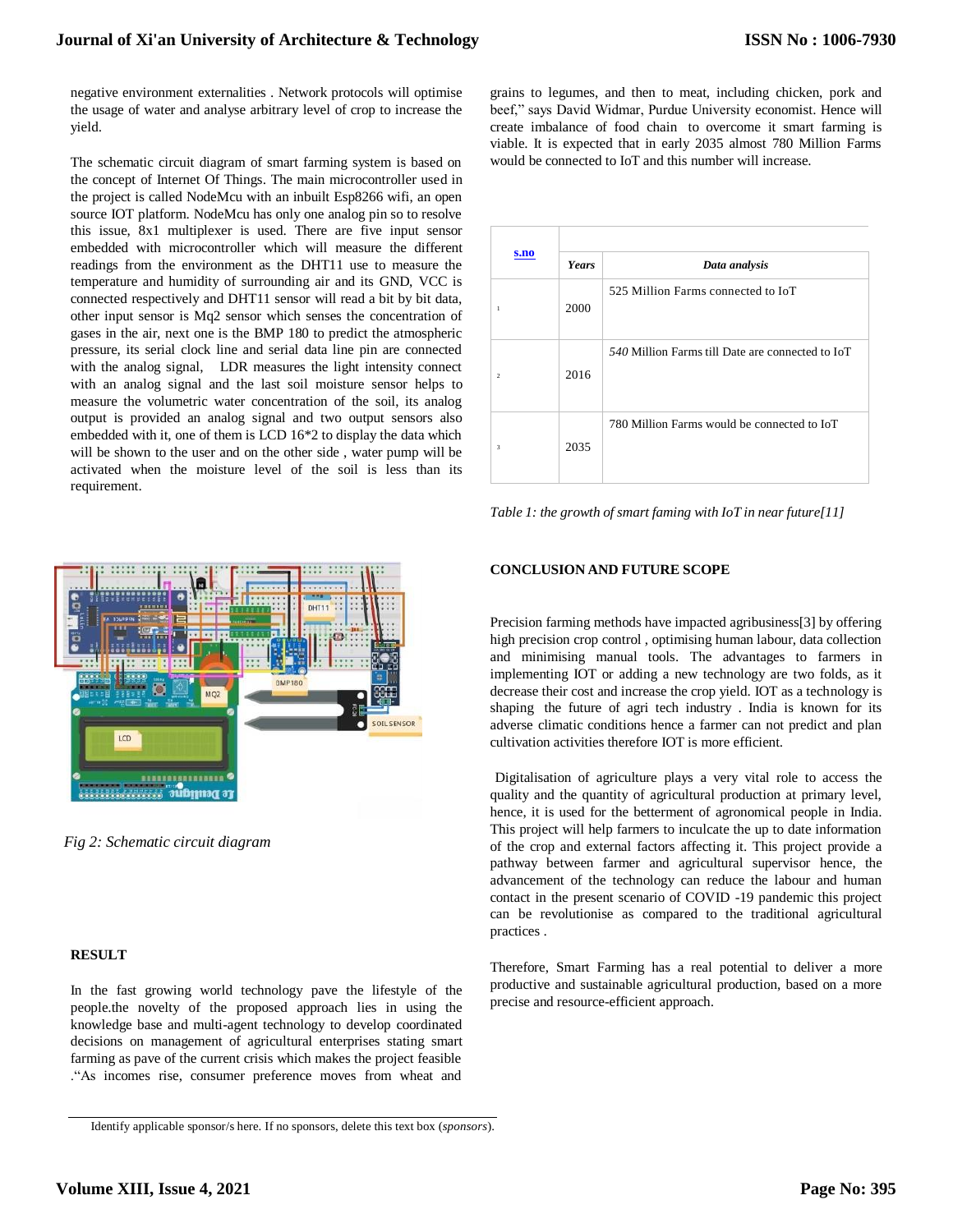negative environment externalities . Network protocols will optimise the usage of water and analyse arbitrary level of crop to increase the yield.

The schematic circuit diagram of smart farming system is based on the concept of Internet Of Things. The main microcontroller used in the project is called NodeMcu with an inbuilt Esp8266 wifi, an open source IOT platform. NodeMcu has only one analog pin so to resolve this issue, 8x1 multiplexer is used. There are five input sensor embedded with microcontroller which will measure the different readings from the environment as the DHT11 use to measure the temperature and humidity of surrounding air and its GND, VCC is connected respectively and DHT11 sensor will read a bit by bit data, other input sensor is Mq2 sensor which senses the concentration of gases in the air, next one is the BMP 180 to predict the atmospheric pressure, its serial clock line and serial data line pin are connected with the analog signal, LDR measures the light intensity connect with an analog signal and the last soil moisture sensor helps to measure the volumetric water concentration of the soil, its analog output is provided an analog signal and two output sensors also embedded with it, one of them is LCD 16*2 to display the data which will be shown to the user and on the other side , water pump will be activated when the moisture level of the soil is less than its requirement.

*Fig 2: Schematic circuit diagram*

**RESULT**

In the fast growing world technology pave the lifestyle of the people.the novelty of the proposed approach lies in using the knowledge base and multi-agent technology to develop coordinated decisions on management of agricultural enterprises stating smart farming as pave of the current crisis which makes the project feasible ."As incomes rise, consumer preference moves from wheat and grains to legumes, and then to meat, including chicken, pork and beef," says David Widmar, Purdue University economist. Hence will create imbalance of food chain to overcome it smart farming is viable. It is expected that in early 2035 almost 780 Million Farms would be connected to IoT and this number will increase.

| s.no | *Years* | *Data analysis* |
|---|---|---|
| 1 | 2000 | 525 Million Farms connected to IoT |
| 2 | 2016 | *540* Million Farms till Date are connected to IoT |
| 3 | 2035 | 780 Million Farms would be connected to IoT |

*Table 1: the growth of smart faming with IoT in near future[11]*

**CONCLUSION AND FUTURE SCOPE**

Precision farming methods have impacted agribusiness[3] by offering high precision crop control , optimising human labour, data collection and minimising manual tools. The advantages to farmers in implementing IOT or adding a new technology are two folds, as it decrease their cost and increase the crop yield. IOT as a technology is shaping the future of agri tech industry . India is known for its adverse climatic conditions hence a farmer can not predict and plan cultivation activities therefore IOT is more efficient.

Digitalisation of agriculture plays a very vital role to access the quality and the quantity of agricultural production at primary level, hence, it is used for the betterment of agronomical people in India. This project will help farmers to inculcate the up to date information of the crop and external factors affecting it. This project provide a pathway between farmer and agricultural supervisor hence, the advancement of the technology can reduce the labour and human contact in the present scenario of COVID -19 pandemic this project can be revolutionise as compared to the traditional agricultural practices .

Therefore, Smart Farming has a real potential to deliver a more productive and sustainable agricultural production, based on a more precise and resource-efficient approach.

Identify applicable sponsor/s here. If no sponsors, delete this text box (*sponsors*).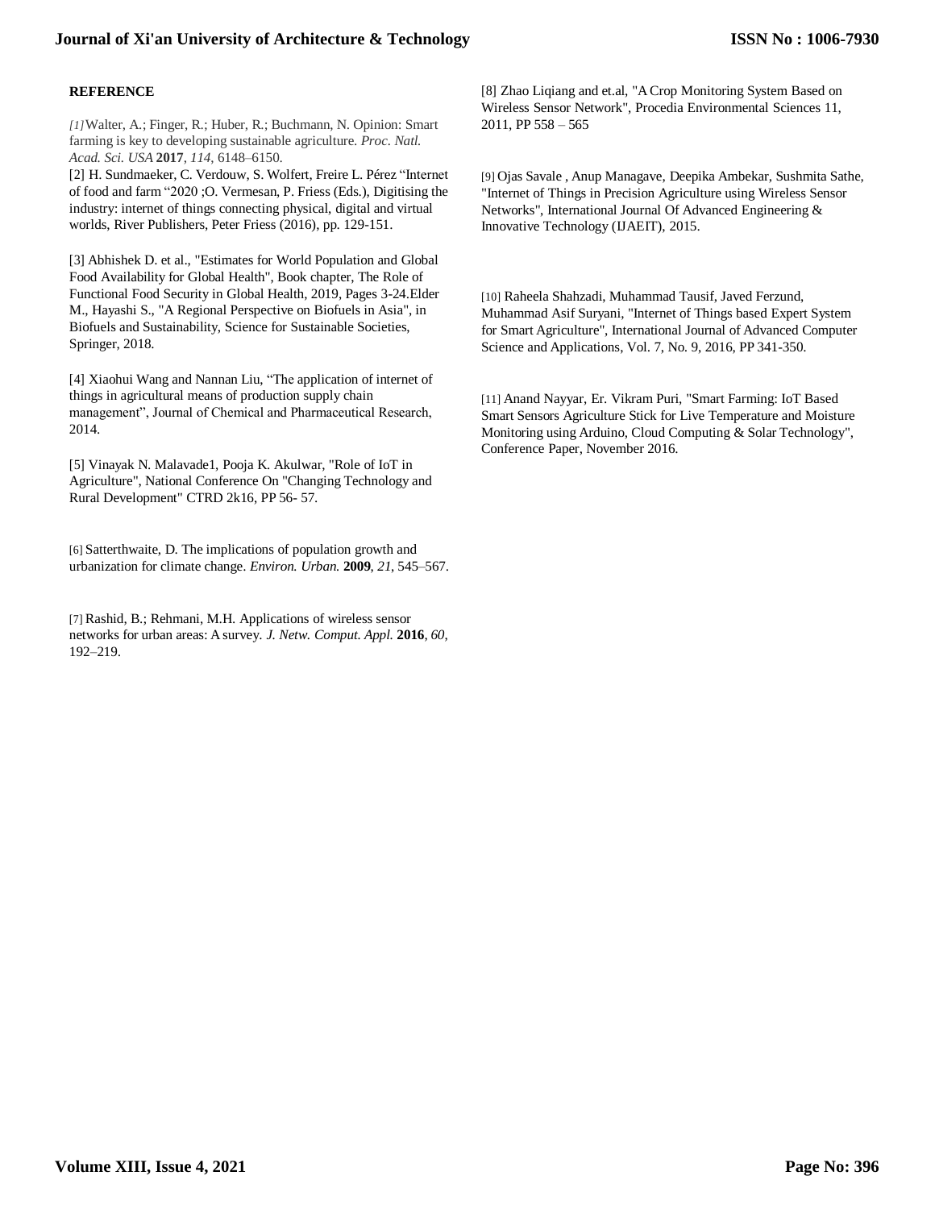**REFERENCE**

[1] Walter, A.; Finger, R.; Huber, R.; Buchmann, N. Opinion: Smart farming is key to developing sustainable agriculture. *Proc. Natl. Acad. Sci. USA* **2017**, *114*, 6148–6150.

[2] H. Sundmaeker, C. Verdouw, S. Wolfert, Freire L. Pérez "Internet of food and farm "2020 ;O. Vermesan, P. Friess (Eds.), Digitising the industry: internet of things connecting physical, digital and virtual worlds, River Publishers, Peter Friess (2016), pp. 129-151.

[3] Abhishek D. et al., "Estimates for World Population and Global Food Availability for Global Health", Book chapter, The Role of Functional Food Security in Global Health, 2019, Pages 3-24.Elder M., Hayashi S., "A Regional Perspective on Biofuels in Asia", in Biofuels and Sustainability, Science for Sustainable Societies, Springer, 2018.

[4] Xiaohui Wang and Nannan Liu, "The application of internet of things in agricultural means of production supply chain management", Journal of Chemical and Pharmaceutical Research, 2014.

[5] Vinayak N. Malavade1, Pooja K. Akulwar, "Role of IoT in Agriculture", National Conference On "Changing Technology and Rural Development" CTRD 2k16, PP 56- 57.

[6] Satterthwaite, D. The implications of population growth and urbanization for climate change. *Environ. Urban.* **2009**, *21*, 545–567.

[7] Rashid, B.; Rehmani, M.H. Applications of wireless sensor networks for urban areas: A survey. *J. Netw. Comput. Appl.* **2016**, *60*, 192–219.

[8] Zhao Liqiang and et.al, "A Crop Monitoring System Based on Wireless Sensor Network", Procedia Environmental Sciences 11, 2011, PP 558 – 565

[9] Ojas Savale , Anup Managave, Deepika Ambekar, Sushmita Sathe, "Internet of Things in Precision Agriculture using Wireless Sensor Networks", International Journal Of Advanced Engineering & Innovative Technology (IJAEIT), 2015.

[10] Raheela Shahzadi, Muhammad Tausif, Javed Ferzund, Muhammad Asif Suryani, "Internet of Things based Expert System for Smart Agriculture", International Journal of Advanced Computer Science and Applications, Vol. 7, No. 9, 2016, PP 341-350.

[11] Anand Nayyar, Er. Vikram Puri, "Smart Farming: IoT Based Smart Sensors Agriculture Stick for Live Temperature and Moisture Monitoring using Arduino, Cloud Computing & Solar Technology", Conference Paper, November 2016.